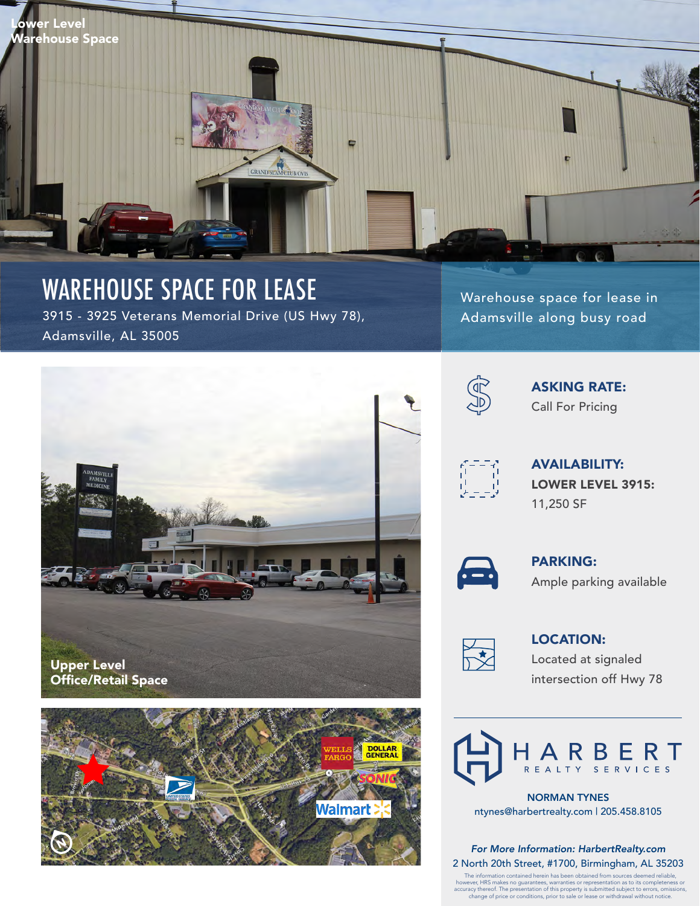Lower Level Warehouse Space

# WAREHOUSE SPACE FOR LEASE

3915 - 3925 Veterans Memorial Drive (US Hwy 78), Adamsville, AL 35005

Warehouse space for lease in Adamsville along busy road

Upper Level Office/Retail Space

**ASKING RATE:**
Call For Pricing

**AVAILABILITY:**
**LOWER LEVEL 3915:**
11,250 SF

**PARKING:**
Ample parking available

**LOCATION:**
Located at signaled intersection off Hwy 78

HARBERT REALTY SERVICES

**NORMAN TYNES**
ntynes@harbertrealty.com | 205.458.8105

*For More Information: HarbertRealty.com*
2 North 20th Street, #1700, Birmingham, AL 35203

The information contained herein has been obtained from sources deemed reliable, however, HRS makes no guarantees, warranties or representation as to its completeness or accuracy thereof. The presentation of this property is submitted subject to errors, omissions, change of price or conditions, prior to sale or lease or withdrawal without notice.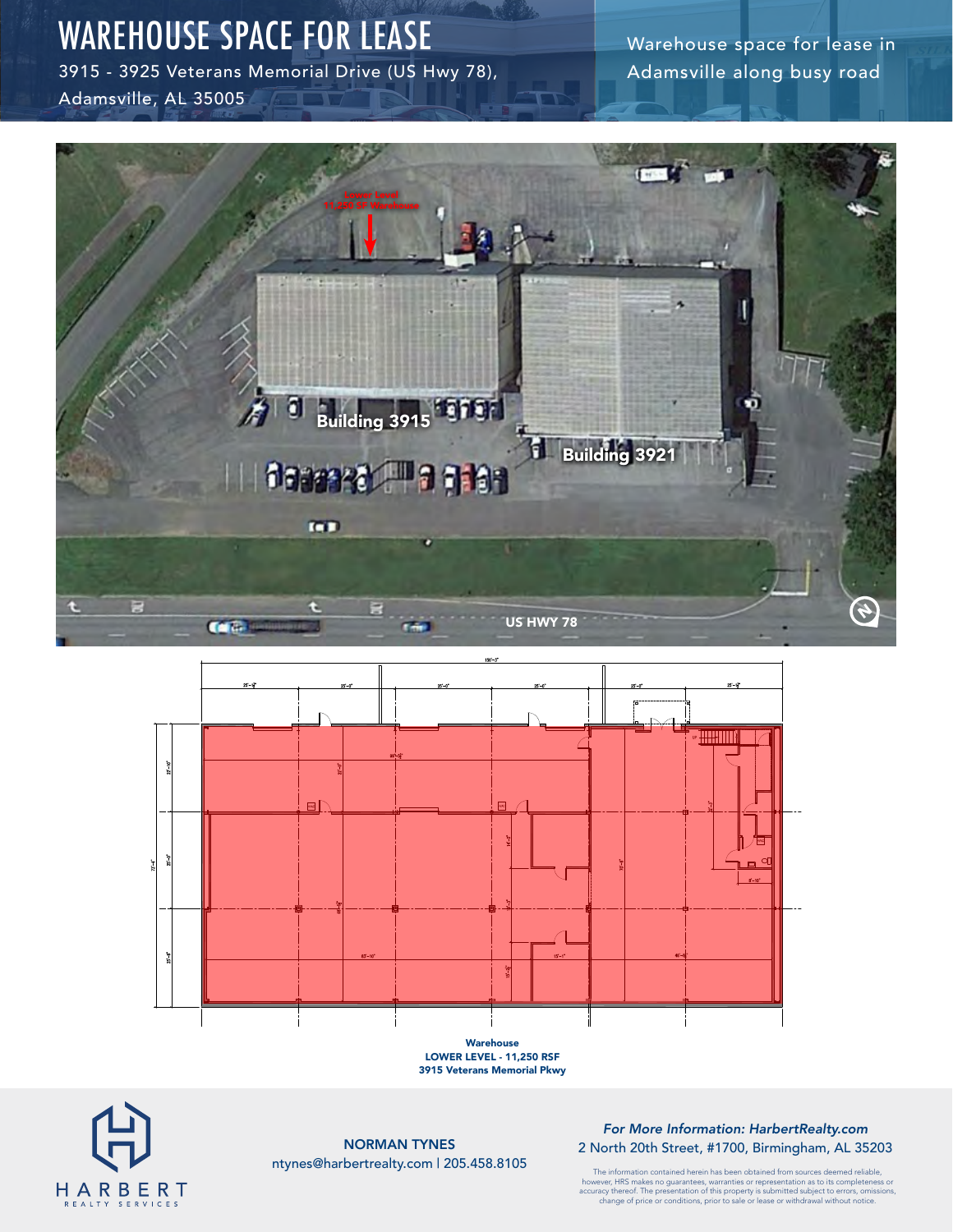# WAREHOUSE SPACE FOR LEASE

3915 - 3925 Veterans Memorial Drive (US Hwy 78), Adamsville, AL 35005

Warehouse space for lease in Adamsville along busy road

Lower Level
11,250 SF Warehouse

Building 3915

Building 3921

US HWY 78

**Warehouse**
**LOWER LEVEL - 11,250 RSF**
**3915 Veterans Memorial Pkwy**

HARBERT
REALTY SERVICES

**NORMAN TYNES**
ntynes@harbertrealty.com | 205.458.8105

*For More Information: HarbertRealty.com*
2 North 20th Street, #1700, Birmingham, AL 35203

The information contained herein has been obtained from sources deemed reliable, however, HRS makes no guarantees, warranties or representation as to its completeness or accuracy thereof. The presentation of this property is submitted subject to errors, omissions, change of price or conditions, prior to sale or lease or withdrawal without notice.